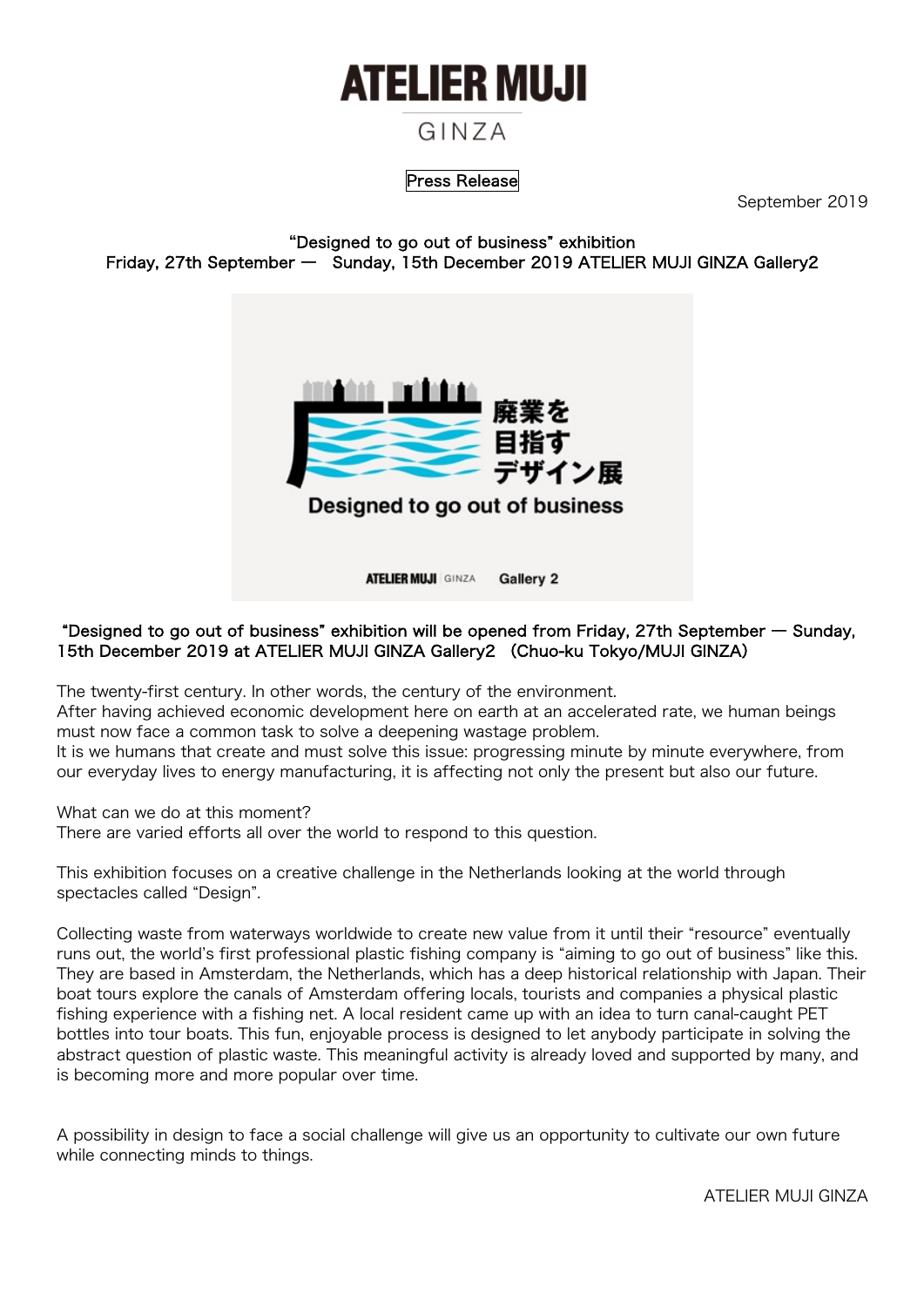# ATELIER MUJI

GINZA

Press Release

September 2019

**"Designed to go out of business" exhibition**
**Friday, 27th September — Sunday, 15th December 2019 ATELIER MUJI GINZA Gallery2**

**"Designed to go out of business" exhibition will be opened from Friday, 27th September — Sunday, 15th December 2019 at ATELIER MUJI GINZA Gallery2 (Chuo-ku Tokyo/MUJI GINZA)**

The twenty-first century. In other words, the century of the environment.
After having achieved economic development here on earth at an accelerated rate, we human beings must now face a common task to solve a deepening wastage problem.
It is we humans that create and must solve this issue: progressing minute by minute everywhere, from our everyday lives to energy manufacturing, it is affecting not only the present but also our future.

What can we do at this moment?
There are varied efforts all over the world to respond to this question.

This exhibition focuses on a creative challenge in the Netherlands looking at the world through spectacles called "Design".

Collecting waste from waterways worldwide to create new value from it until their "resource" eventually runs out, the world's first professional plastic fishing company is "aiming to go out of business" like this. They are based in Amsterdam, the Netherlands, which has a deep historical relationship with Japan. Their boat tours explore the canals of Amsterdam offering locals, tourists and companies a physical plastic fishing experience with a fishing net. A local resident came up with an idea to turn canal-caught PET bottles into tour boats. This fun, enjoyable process is designed to let anybody participate in solving the abstract question of plastic waste. This meaningful activity is already loved and supported by many, and is becoming more and more popular over time.

A possibility in design to face a social challenge will give us an opportunity to cultivate our own future while connecting minds to things.

ATELIER MUJI GINZA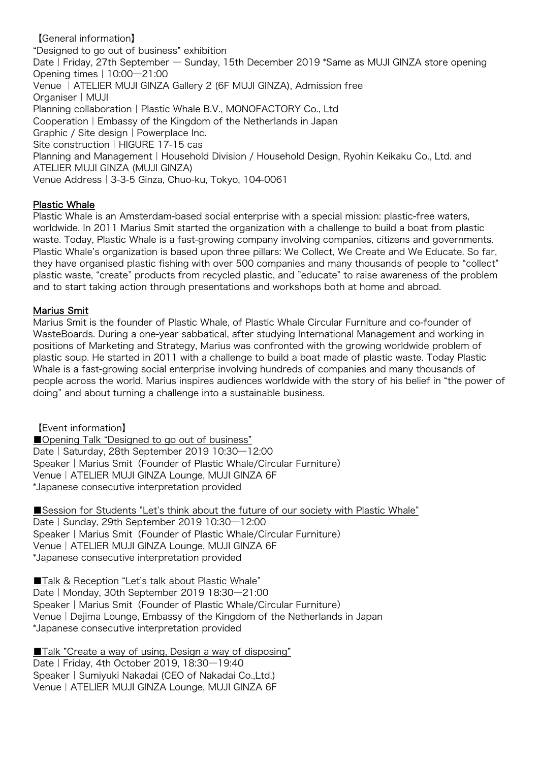【General information】

"Designed to go out of business" exhibition
Date | Friday, 27th September — Sunday, 15th December 2019 *Same as MUJI GINZA store opening
Opening times | 10:00—21:00
Venue | ATELIER MUJI GINZA Gallery 2 (6F MUJI GINZA), Admission free
Organiser | MUJI
Planning collaboration | Plastic Whale B.V., MONOFACTORY Co., Ltd
Cooperation | Embassy of the Kingdom of the Netherlands in Japan
Graphic / Site design | Powerplace Inc.
Site construction | HIGURE 17-15 cas
Planning and Management | Household Division / Household Design, Ryohin Keikaku Co., Ltd. and ATELIER MUJI GINZA (MUJI GINZA)
Venue Address | 3-3-5 Ginza, Chuo-ku, Tokyo, 104-0061

## Plastic Whale

Plastic Whale is an Amsterdam-based social enterprise with a special mission: plastic-free waters, worldwide. In 2011 Marius Smit started the organization with a challenge to build a boat from plastic waste. Today, Plastic Whale is a fast-growing company involving companies, citizens and governments. Plastic Whale's organization is based upon three pillars: We Collect, We Create and We Educate. So far, they have organised plastic fishing with over 500 companies and many thousands of people to "collect" plastic waste, "create" products from recycled plastic, and "educate" to raise awareness of the problem and to start taking action through presentations and workshops both at home and abroad.

## Marius Smit

Marius Smit is the founder of Plastic Whale, of Plastic Whale Circular Furniture and co-founder of WasteBoards. During a one-year sabbatical, after studying International Management and working in positions of Marketing and Strategy, Marius was confronted with the growing worldwide problem of plastic soup. He started in 2011 with a challenge to build a boat made of plastic waste. Today Plastic Whale is a fast-growing social enterprise involving hundreds of companies and many thousands of people across the world. Marius inspires audiences worldwide with the story of his belief in "the power of doing" and about turning a challenge into a sustainable business.

【Event information】

■Opening Talk "Designed to go out of business"
Date | Saturday, 28th September 2019 10:30—12:00
Speaker | Marius Smit (Founder of Plastic Whale/Circular Furniture)
Venue | ATELIER MUJI GINZA Lounge, MUJI GINZA 6F
*Japanese consecutive interpretation provided

■Session for Students "Let's think about the future of our society with Plastic Whale"
Date | Sunday, 29th September 2019 10:30—12:00
Speaker | Marius Smit (Founder of Plastic Whale/Circular Furniture)
Venue | ATELIER MUJI GINZA Lounge, MUJI GINZA 6F
*Japanese consecutive interpretation provided

■Talk & Reception "Let's talk about Plastic Whale"
Date | Monday, 30th September 2019 18:30—21:00
Speaker | Marius Smit (Founder of Plastic Whale/Circular Furniture)
Venue | Dejima Lounge, Embassy of the Kingdom of the Netherlands in Japan
*Japanese consecutive interpretation provided

■Talk "Create a way of using, Design a way of disposing"
Date | Friday, 4th October 2019, 18:30—19:40
Speaker | Sumiyuki Nakadai (CEO of Nakadai Co.,Ltd.)
Venue | ATELIER MUJI GINZA Lounge, MUJI GINZA 6F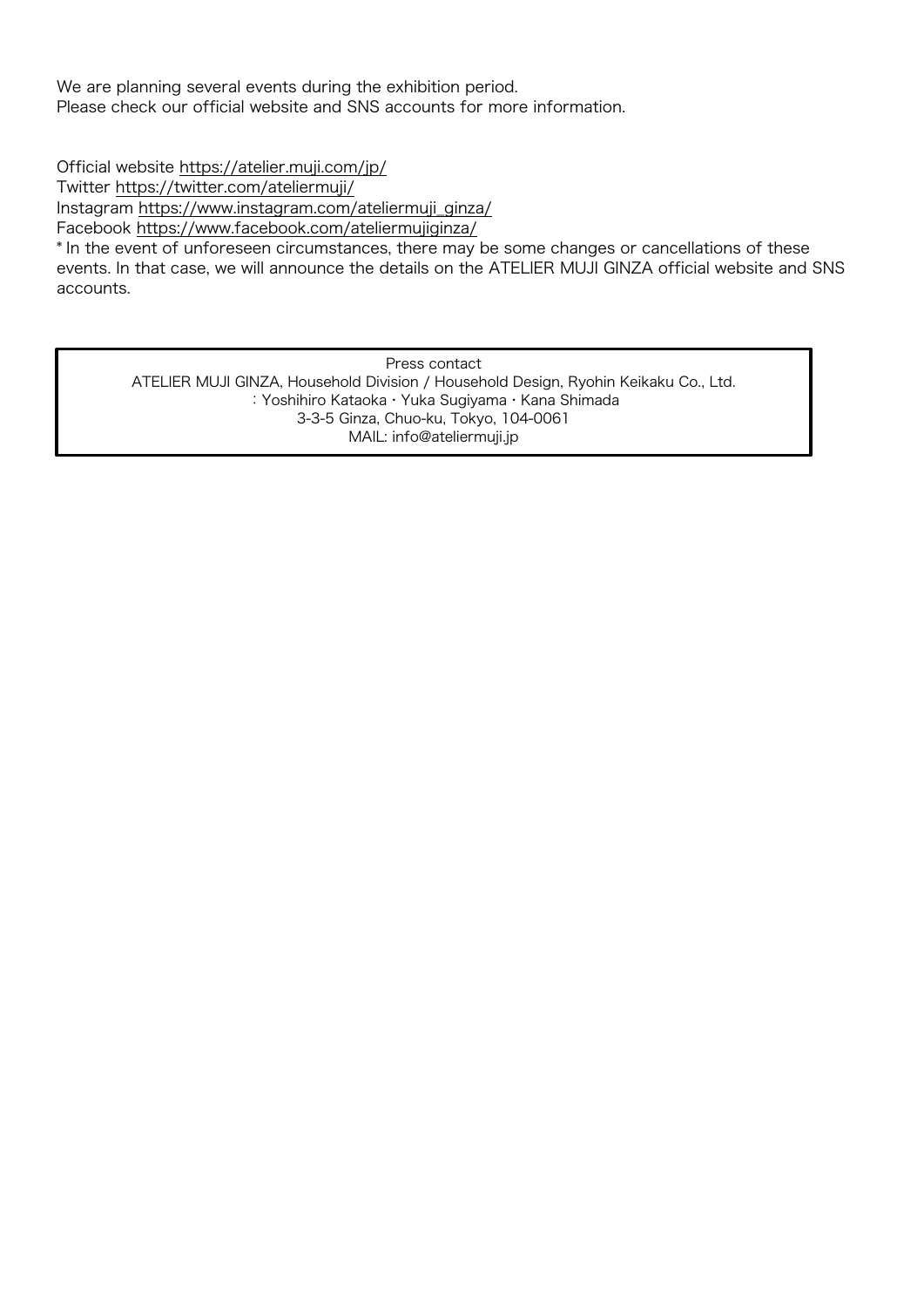We are planning several events during the exhibition period.
Please check our official website and SNS accounts for more information.

Official website https://atelier.muji.com/jp/
Twitter https://twitter.com/ateliermuji/
Instagram https://www.instagram.com/ateliermuji_ginza/
Facebook https://www.facebook.com/ateliermujiginza/
* In the event of unforeseen circumstances, there may be some changes or cancellations of these events. In that case, we will announce the details on the ATELIER MUJI GINZA official website and SNS accounts.

Press contact
ATELIER MUJI GINZA, Household Division / Household Design, Ryohin Keikaku Co., Ltd.
: Yoshihiro Kataoka・Yuka Sugiyama・Kana Shimada
3-3-5 Ginza, Chuo-ku, Tokyo, 104-0061
MAIL: info@ateliermuji.jp